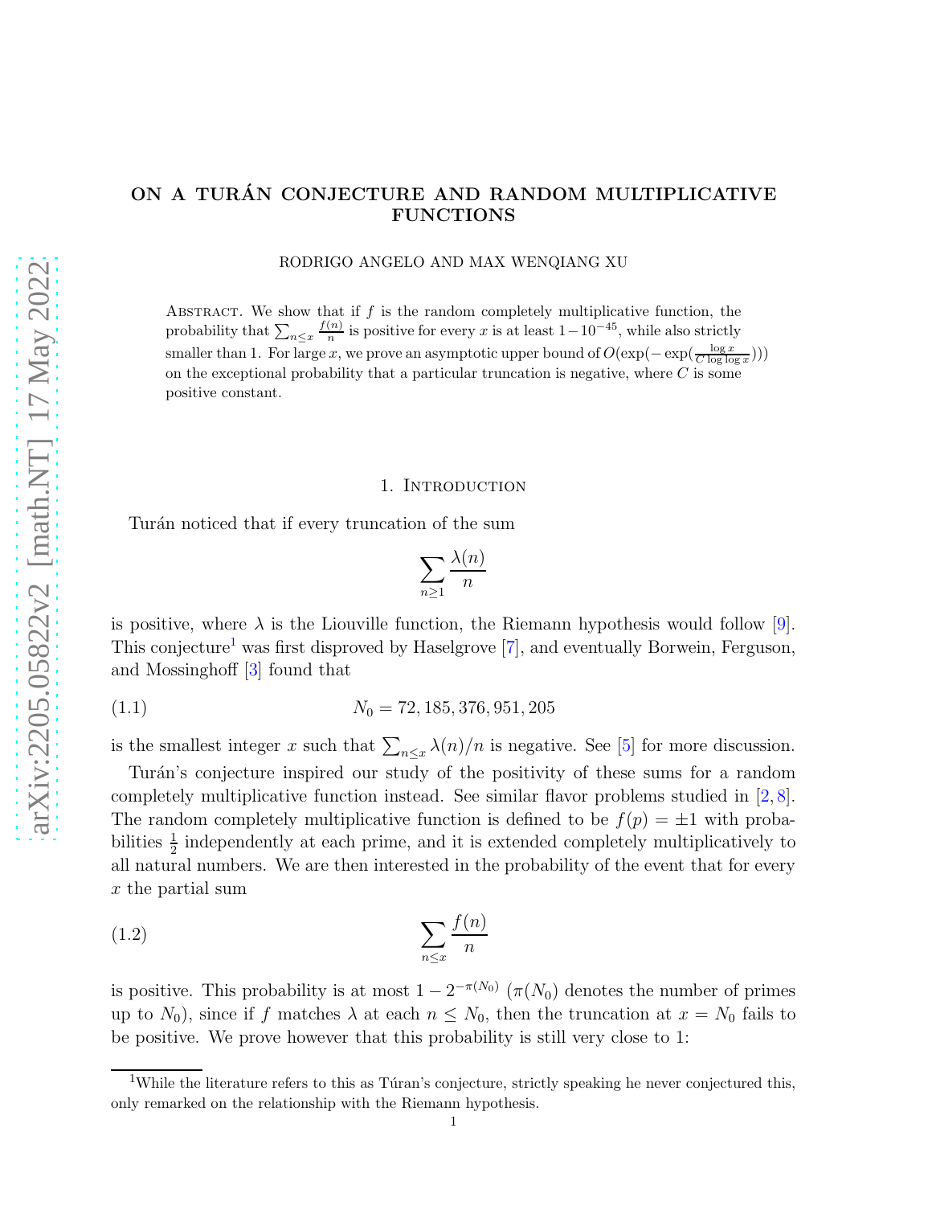# ON A TURÁN CONJECTURE AND RANDOM MULTIPLICATIVE FUNCTIONS

RODRIGO ANGELO AND MAX WENQIANG XU

Abstract. We show that if $f$ is the random completely multiplicative function, the probability that $\sum_{n\leq x} \frac{f(n)}{n}$ is positive for every $x$ is at least $1-10^{-45}$, while also strictly smaller than 1. For large $x$, we prove an asymptotic upper bound of $O(\exp(-\exp(\frac{\log x}{C\log\log x})))$ on the exceptional probability that a particular truncation is negative, where $C$ is some positive constant.

## 1. Introduction

Turán noticed that if every truncation of the sum

$$\sum_{n\geq 1} \frac{\lambda(n)}{n}$$

is positive, where $\lambda$ is the Liouville function, the Riemann hypothesis would follow [9]. This conjecture[1] was first disproved by Haselgrove [7], and eventually Borwein, Ferguson, and Mossinghoff [3] found that

$$N_0 = 72,185,376,951,205 \tag{1.1}$$

is the smallest integer $x$ such that $\sum_{n\leq x} \lambda(n)/n$ is negative. See [5] for more discussion.

Turán's conjecture inspired our study of the positivity of these sums for a random completely multiplicative function instead. See similar flavor problems studied in [2, 8]. The random completely multiplicative function is defined to be $f(p) = \pm 1$ with probabilities $\frac{1}{2}$ independently at each prime, and it is extended completely multiplicatively to all natural numbers. We are then interested in the probability of the event that for every $x$ the partial sum

$$\sum_{n\leq x} \frac{f(n)}{n} \tag{1.2}$$

is positive. This probability is at most $1-2^{-\pi(N_0)}$ ($\pi(N_0)$ denotes the number of primes up to $N_0$), since if $f$ matches $\lambda$ at each $n \leq N_0$, then the truncation at $x = N_0$ fails to be positive. We prove however that this probability is still very close to 1:

[1] While the literature refers to this as Túran's conjecture, strictly speaking he never conjectured this, only remarked on the relationship with the Riemann hypothesis.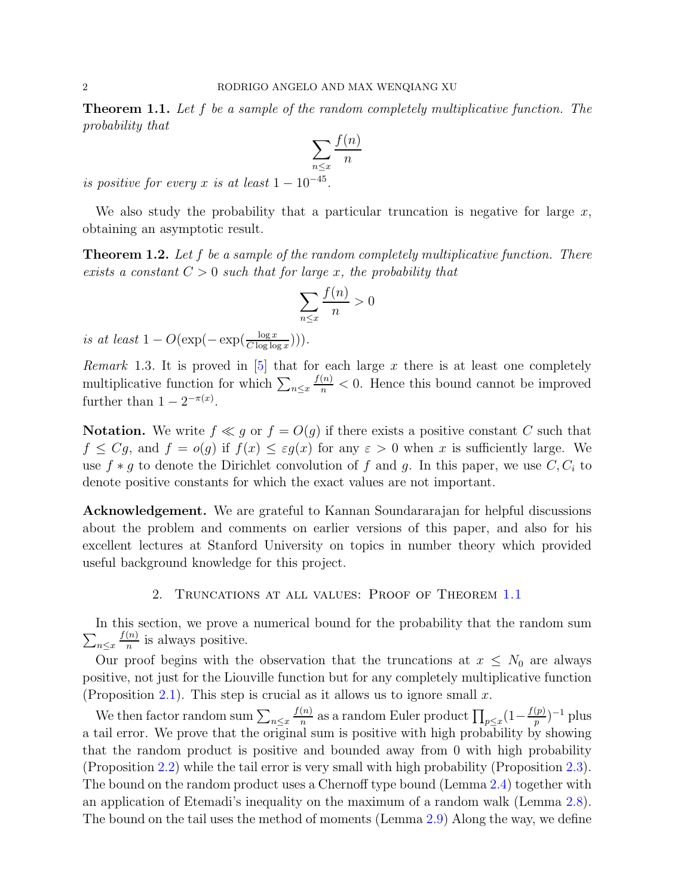**Theorem 1.1.** *Let $f$ be a sample of the random completely multiplicative function. The probability that*

$$\sum_{n\leq x} \frac{f(n)}{n}$$

*is positive for every $x$ is at least $1-10^{-45}$.*

We also study the probability that a particular truncation is negative for large $x$, obtaining an asymptotic result.

**Theorem 1.2.** *Let $f$ be a sample of the random completely multiplicative function. There exists a constant $C>0$ such that for large $x$, the probability that*

$$\sum_{n\leq x} \frac{f(n)}{n} > 0$$

*is at least $1 - O(\exp(-\exp(\frac{\log x}{C\log\log x})))$.*

*Remark* 1.3. It is proved in [5] that for each large $x$ there is at least one completely multiplicative function for which $\sum_{n\leq x} \frac{f(n)}{n} < 0$. Hence this bound cannot be improved further than $1-2^{-\pi(x)}$.

**Notation.** We write $f \ll g$ or $f = O(g)$ if there exists a positive constant $C$ such that $f \leq Cg$, and $f = o(g)$ if $f(x) \leq \varepsilon g(x)$ for any $\varepsilon > 0$ when $x$ is sufficiently large. We use $f * g$ to denote the Dirichlet convolution of $f$ and $g$. In this paper, we use $C, C_i$ to denote positive constants for which the exact values are not important.

**Acknowledgement.** We are grateful to Kannan Soundararajan for helpful discussions about the problem and comments on earlier versions of this paper, and also for his excellent lectures at Stanford University on topics in number theory which provided useful background knowledge for this project.

## 2. Truncations at all values: Proof of Theorem 1.1

In this section, we prove a numerical bound for the probability that the random sum $\sum_{n\leq x} \frac{f(n)}{n}$ is always positive.

Our proof begins with the observation that the truncations at $x \leq N_0$ are always positive, not just for the Liouville function but for any completely multiplicative function (Proposition 2.1). This step is crucial as it allows us to ignore small $x$.

We then factor random sum $\sum_{n\leq x} \frac{f(n)}{n}$ as a random Euler product $\prod_{p\leq x}(1-\frac{f(p)}{p})^{-1}$ plus a tail error. We prove that the original sum is positive with high probability by showing that the random product is positive and bounded away from 0 with high probability (Proposition 2.2) while the tail error is very small with high probability (Proposition 2.3). The bound on the random product uses a Chernoff type bound (Lemma 2.4) together with an application of Etemadi's inequality on the maximum of a random walk (Lemma 2.8). The bound on the tail uses the method of moments (Lemma 2.9) Along the way, we define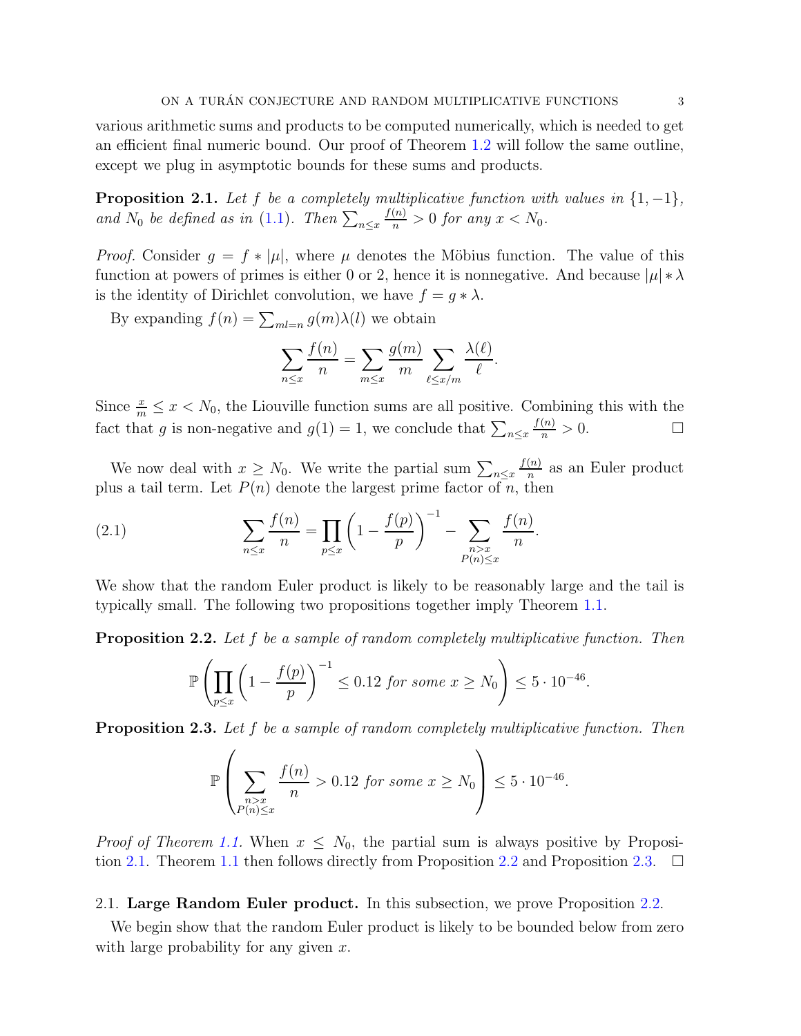various arithmetic sums and products to be computed numerically, which is needed to get an efficient final numeric bound. Our proof of Theorem 1.2 will follow the same outline, except we plug in asymptotic bounds for these sums and products.

**Proposition 2.1.** *Let $f$ be a completely multiplicative function with values in $\{1, -1\}$, and $N_0$ be defined as in (1.1). Then $\sum_{n \le x} \frac{f(n)}{n} > 0$ for any $x < N_0$.*

*Proof.* Consider $g = f * |\mu|$, where $\mu$ denotes the Möbius function. The value of this function at powers of primes is either 0 or 2, hence it is nonnegative. And because $|\mu| * \lambda$ is the identity of Dirichlet convolution, we have $f = g * \lambda$.

By expanding $f(n) = \sum_{ml=n} g(m)\lambda(l)$ we obtain

$$\sum_{n \le x} \frac{f(n)}{n} = \sum_{m \le x} \frac{g(m)}{m} \sum_{\ell \le x/m} \frac{\lambda(\ell)}{\ell}.$$

Since $\frac{x}{m} \le x < N_0$, the Liouville function sums are all positive. Combining this with the fact that $g$ is non-negative and $g(1) = 1$, we conclude that $\sum_{n \le x} \frac{f(n)}{n} > 0$. $\square$

We now deal with $x \ge N_0$. We write the partial sum $\sum_{n \le x} \frac{f(n)}{n}$ as an Euler product plus a tail term. Let $P(n)$ denote the largest prime factor of $n$, then

$$\sum_{n \le x} \frac{f(n)}{n} = \prod_{p \le x} \left(1 - \frac{f(p)}{p}\right)^{-1} - \sum_{\substack{n > x \\ P(n) \le x}} \frac{f(n)}{n}. \tag{2.1}$$

We show that the random Euler product is likely to be reasonably large and the tail is typically small. The following two propositions together imply Theorem 1.1.

**Proposition 2.2.** *Let $f$ be a sample of random completely multiplicative function. Then*

$$\mathbb{P}\left(\prod_{p \le x} \left(1 - \frac{f(p)}{p}\right)^{-1} \le 0.12 \text{ for some } x \ge N_0\right) \le 5 \cdot 10^{-46}.$$

**Proposition 2.3.** *Let $f$ be a sample of random completely multiplicative function. Then*

$$\mathbb{P}\left(\sum_{\substack{n > x \\ P(n) \le x}} \frac{f(n)}{n} > 0.12 \text{ for some } x \ge N_0\right) \le 5 \cdot 10^{-46}.$$

*Proof of Theorem 1.1.* When $x \le N_0$, the partial sum is always positive by Proposition 2.1. Theorem 1.1 then follows directly from Proposition 2.2 and Proposition 2.3. $\square$

## 2.1. Large Random Euler product.

In this subsection, we prove Proposition 2.2.

We begin show that the random Euler product is likely to be bounded below from zero with large probability for any given $x$.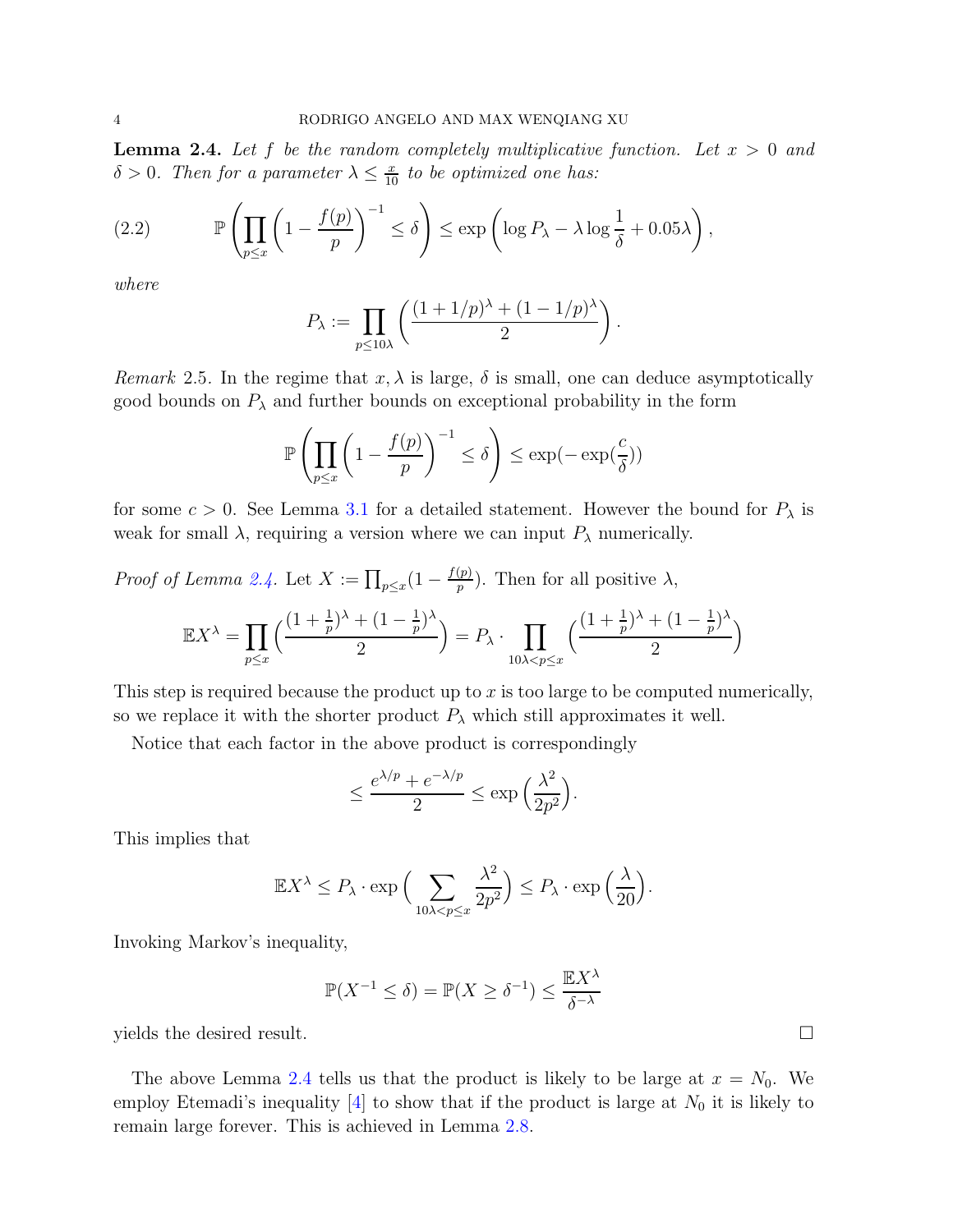**Lemma 2.4.** *Let $f$ be the random completely multiplicative function. Let $x > 0$ and $\delta > 0$. Then for a parameter $\lambda \leq \frac{x}{10}$ to be optimized one has:*

$$\mathbb{P}\left(\prod_{p\leq x}\left(1-\frac{f(p)}{p}\right)^{-1} \leq \delta\right) \leq \exp\left(\log P_\lambda - \lambda \log\frac{1}{\delta} + 0.05\lambda\right), \tag{2.2}$$

*where*

$$P_\lambda := \prod_{p\leq 10\lambda}\left(\frac{(1+1/p)^\lambda + (1-1/p)^\lambda}{2}\right).$$

*Remark* 2.5. In the regime that $x, \lambda$ is large, $\delta$ is small, one can deduce asymptotically good bounds on $P_\lambda$ and further bounds on exceptional probability in the form

$$\mathbb{P}\left(\prod_{p\leq x}\left(1-\frac{f(p)}{p}\right)^{-1} \leq \delta\right) \leq \exp(-\exp(\frac{c}{\delta}))$$

for some $c > 0$. See Lemma 3.1 for a detailed statement. However the bound for $P_\lambda$ is weak for small $\lambda$, requiring a version where we can input $P_\lambda$ numerically.

*Proof of Lemma 2.4.* Let $X := \prod_{p\leq x}(1-\frac{f(p)}{p})$. Then for all positive $\lambda$,

$$\mathbb{E}X^\lambda = \prod_{p\leq x}\Big(\frac{(1+\frac{1}{p})^\lambda + (1-\frac{1}{p})^\lambda}{2}\Big) = P_\lambda \cdot \prod_{10\lambda < p \leq x}\Big(\frac{(1+\frac{1}{p})^\lambda + (1-\frac{1}{p})^\lambda}{2}\Big)$$

This step is required because the product up to $x$ is too large to be computed numerically, so we replace it with the shorter product $P_\lambda$ which still approximates it well.

Notice that each factor in the above product is correspondingly

$$\leq \frac{e^{\lambda/p} + e^{-\lambda/p}}{2} \leq \exp\Big(\frac{\lambda^2}{2p^2}\Big).$$

This implies that

$$\mathbb{E}X^\lambda \leq P_\lambda \cdot \exp\Big(\sum_{10\lambda < p \leq x}\frac{\lambda^2}{2p^2}\Big) \leq P_\lambda \cdot \exp\Big(\frac{\lambda}{20}\Big).$$

Invoking Markov's inequality,

$$\mathbb{P}(X^{-1} \leq \delta) = \mathbb{P}(X \geq \delta^{-1}) \leq \frac{\mathbb{E}X^\lambda}{\delta^{-\lambda}}$$

yields the desired result. $\square$

The above Lemma 2.4 tells us that the product is likely to be large at $x = N_0$. We employ Etemadi's inequality [4] to show that if the product is large at $N_0$ it is likely to remain large forever. This is achieved in Lemma 2.8.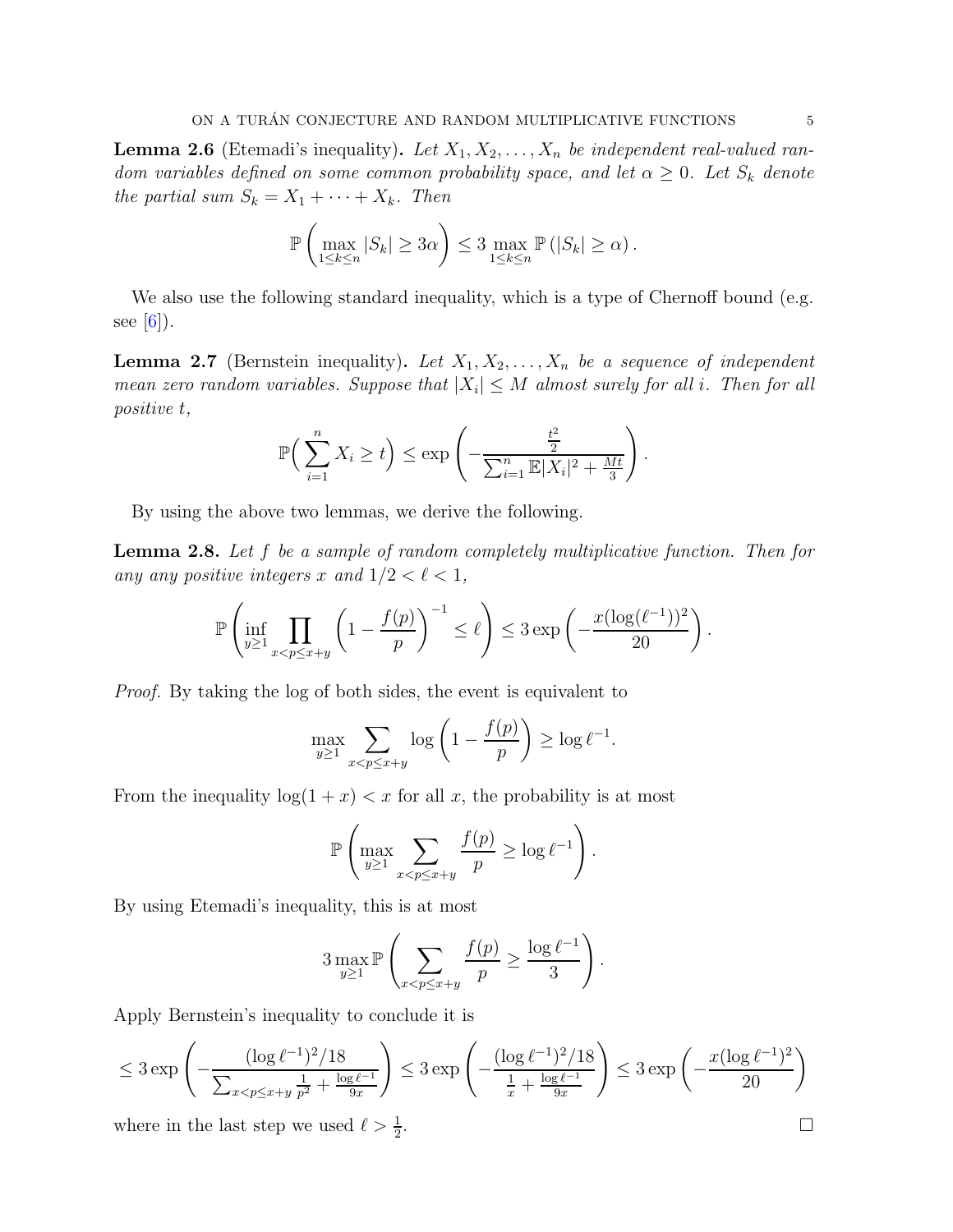**Lemma 2.6** (Etemadi's inequality)**.** *Let $X_1, X_2, \ldots, X_n$ be independent real-valued random variables defined on some common probability space, and let $\alpha \geq 0$. Let $S_k$ denote the partial sum $S_k = X_1 + \cdots + X_k$. Then*

$$\mathbb{P}\left(\max_{1\leq k\leq n} |S_k| \geq 3\alpha\right) \leq 3 \max_{1\leq k\leq n} \mathbb{P}\left(|S_k| \geq \alpha\right).$$

We also use the following standard inequality, which is a type of Chernoff bound (e.g. see [6]).

**Lemma 2.7** (Bernstein inequality)**.** *Let $X_1, X_2, \ldots, X_n$ be a sequence of independent mean zero random variables. Suppose that $|X_i| \leq M$ almost surely for all $i$. Then for all positive $t$,*

$$\mathbb{P}\Big(\sum_{i=1}^n X_i \geq t\Big) \leq \exp\left(-\frac{\frac{t^2}{2}}{\sum_{i=1}^n \mathbb{E}|X_i|^2 + \frac{Mt}{3}}\right).$$

By using the above two lemmas, we derive the following.

**Lemma 2.8.** *Let $f$ be a sample of random completely multiplicative function. Then for any any positive integers $x$ and $1/2 < \ell < 1$,*

$$\mathbb{P}\left(\inf_{y\geq 1} \prod_{x<p\leq x+y} \left(1 - \frac{f(p)}{p}\right)^{-1} \leq \ell\right) \leq 3\exp\left(-\frac{x(\log(\ell^{-1}))^2}{20}\right).$$

*Proof.* By taking the log of both sides, the event is equivalent to

$$\max_{y\geq 1} \sum_{x<p\leq x+y} \log\left(1 - \frac{f(p)}{p}\right) \geq \log \ell^{-1}.$$

From the inequality $\log(1+x) < x$ for all $x$, the probability is at most

$$\mathbb{P}\left(\max_{y\geq 1} \sum_{x<p\leq x+y} \frac{f(p)}{p} \geq \log \ell^{-1}\right).$$

By using Etemadi's inequality, this is at most

$$3 \max_{y\geq 1} \mathbb{P}\left(\sum_{x<p\leq x+y} \frac{f(p)}{p} \geq \frac{\log \ell^{-1}}{3}\right).$$

Apply Bernstein's inequality to conclude it is

$$\leq 3\exp\left(-\frac{(\log \ell^{-1})^2/18}{\sum_{x<p\leq x+y} \frac{1}{p^2} + \frac{\log \ell^{-1}}{9x}}\right) \leq 3\exp\left(-\frac{(\log \ell^{-1})^2/18}{\frac{1}{x} + \frac{\log \ell^{-1}}{9x}}\right) \leq 3\exp\left(-\frac{x(\log \ell^{-1})^2}{20}\right)$$

where in the last step we used $\ell > \frac{1}{2}$. $\square$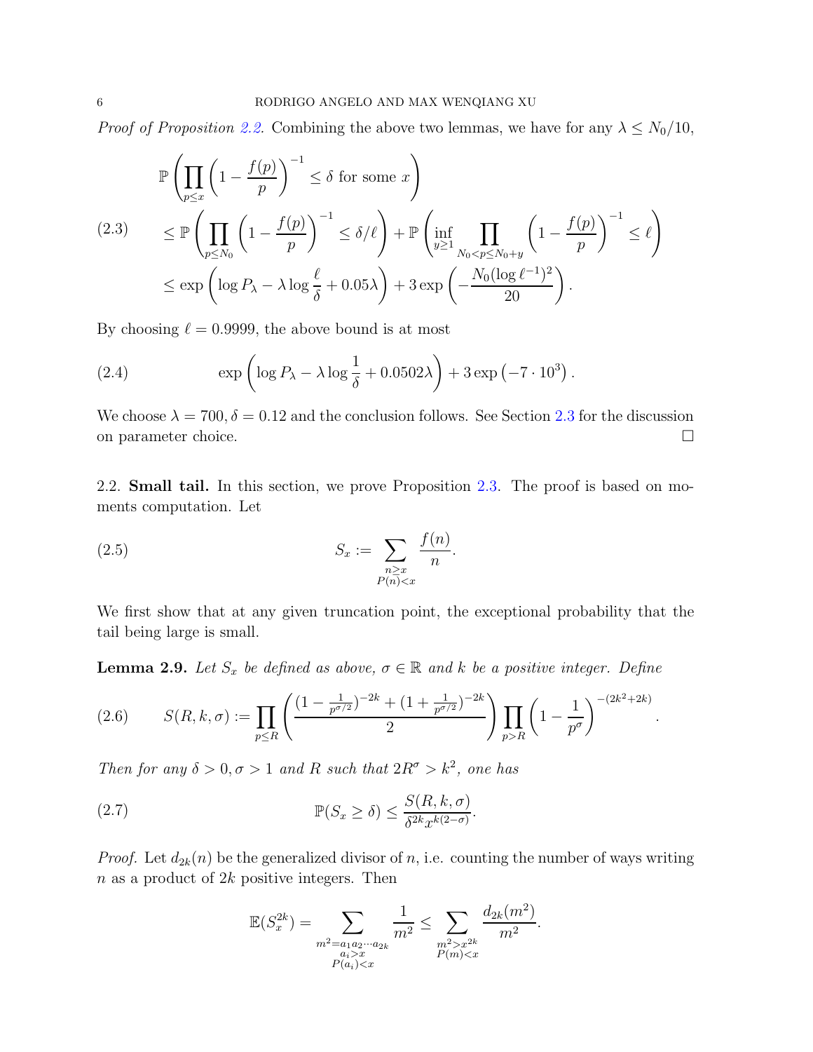*Proof of Proposition 2.2.* Combining the above two lemmas, we have for any $\lambda \le N_0/10$,

$$
\begin{aligned}
&\mathbb{P}\left(\prod_{p\le x}\left(1-\frac{f(p)}{p}\right)^{-1} \le \delta \text{ for some } x\right) \\
&\le \mathbb{P}\left(\prod_{p\le N_0}\left(1-\frac{f(p)}{p}\right)^{-1} \le \delta/\ell\right) + \mathbb{P}\left(\inf_{y\ge 1}\prod_{N_0<p\le N_0+y}\left(1-\frac{f(p)}{p}\right)^{-1} \le \ell\right) \\
&\le \exp\left(\log P_\lambda - \lambda\log\frac{\ell}{\delta} + 0.05\lambda\right) + 3\exp\left(-\frac{N_0(\log \ell^{-1})^2}{20}\right).
\end{aligned}
\tag{2.3}
$$

By choosing $\ell = 0.9999$, the above bound is at most

$$
\exp\left(\log P_\lambda - \lambda\log\frac{1}{\delta} + 0.0502\lambda\right) + 3\exp\left(-7\cdot 10^3\right). \tag{2.4}
$$

We choose $\lambda = 700, \delta = 0.12$ and the conclusion follows. See Section 2.3 for the discussion on parameter choice. $\square$

2.2. **Small tail.** In this section, we prove Proposition 2.3. The proof is based on moments computation. Let

$$
S_x := \sum_{\substack{n\ge x\\ P(n)<x}} \frac{f(n)}{n}. \tag{2.5}
$$

We first show that at any given truncation point, the exceptional probability that the tail being large is small.

**Lemma 2.9.** *Let $S_x$ be defined as above, $\sigma\in\mathbb{R}$ and $k$ be a positive integer. Define*

$$
S(R,k,\sigma) := \prod_{p\le R}\left(\frac{(1-\frac{1}{p^{\sigma/2}})^{-2k} + (1+\frac{1}{p^{\sigma/2}})^{-2k}}{2}\right)\prod_{p>R}\left(1-\frac{1}{p^\sigma}\right)^{-(2k^2+2k)}. \tag{2.6}
$$

*Then for any $\delta>0, \sigma>1$ and $R$ such that $2R^\sigma > k^2$, one has*

$$
\mathbb{P}(S_x \ge \delta) \le \frac{S(R,k,\sigma)}{\delta^{2k} x^{k(2-\sigma)}}. \tag{2.7}
$$

*Proof.* Let $d_{2k}(n)$ be the generalized divisor of $n$, i.e. counting the number of ways writing $n$ as a product of $2k$ positive integers. Then

$$
\mathbb{E}(S_x^{2k}) = \sum_{\substack{m^2=a_1a_2\cdots a_{2k}\\ a_i>x\\ P(a_i)<x}} \frac{1}{m^2} \le \sum_{\substack{m^2>x^{2k}\\ P(m)<x}} \frac{d_{2k}(m^2)}{m^2}.
$$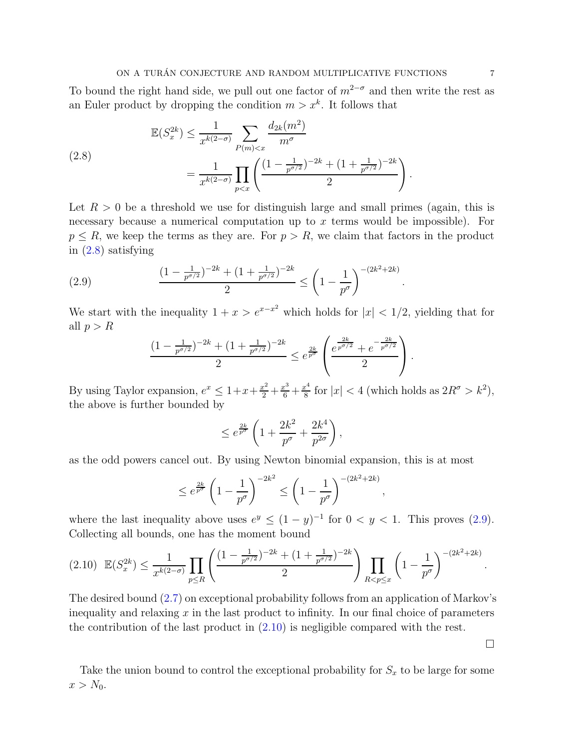To bound the right hand side, we pull out one factor of $m^{2-\sigma}$ and then write the rest as an Euler product by dropping the condition $m > x^k$. It follows that

$$
\begin{aligned}
\mathbb{E}(S_x^{2k}) &\leq \frac{1}{x^{k(2-\sigma)}} \sum_{P(m)<x} \frac{d_{2k}(m^2)}{m^\sigma} \\
&= \frac{1}{x^{k(2-\sigma)}} \prod_{p<x} \left( \frac{(1-\frac{1}{p^{\sigma/2}})^{-2k} + (1+\frac{1}{p^{\sigma/2}})^{-2k}}{2} \right).
\end{aligned}
\tag{2.8}
$$

Let $R > 0$ be a threshold we use for distinguish large and small primes (again, this is necessary because a numerical computation up to $x$ terms would be impossible). For $p \leq R$, we keep the terms as they are. For $p > R$, we claim that factors in the product in (2.8) satisfying

$$
\frac{(1-\frac{1}{p^{\sigma/2}})^{-2k} + (1+\frac{1}{p^{\sigma/2}})^{-2k}}{2} \leq \left(1 - \frac{1}{p^\sigma}\right)^{-(2k^2+2k)}. \tag{2.9}
$$

We start with the inequality $1 + x > e^{x-x^2}$ which holds for $|x| < 1/2$, yielding that for all $p > R$

$$
\frac{(1-\frac{1}{p^{\sigma/2}})^{-2k} + (1+\frac{1}{p^{\sigma/2}})^{-2k}}{2} \leq e^{\frac{2k}{p^\sigma}} \left( \frac{e^{\frac{2k}{p^{\sigma/2}}} + e^{-\frac{2k}{p^{\sigma/2}}}}{2} \right).
$$

By using Taylor expansion, $e^x \leq 1 + x + \frac{x^2}{2} + \frac{x^3}{6} + \frac{x^4}{8}$ for $|x| < 4$ (which holds as $2R^\sigma > k^2$), the above is further bounded by

$$
\leq e^{\frac{2k}{p^\sigma}} \left(1 + \frac{2k^2}{p^\sigma} + \frac{2k^4}{p^{2\sigma}}\right),
$$

as the odd powers cancel out. By using Newton binomial expansion, this is at most

$$
\leq e^{\frac{2k}{p^\sigma}} \left(1 - \frac{1}{p^\sigma}\right)^{-2k^2} \leq \left(1 - \frac{1}{p^\sigma}\right)^{-(2k^2+2k)},
$$

where the last inequality above uses $e^y \leq (1-y)^{-1}$ for $0 < y < 1$. This proves (2.9). Collecting all bounds, one has the moment bound

$$
\mathbb{E}(S_x^{2k}) \leq \frac{1}{x^{k(2-\sigma)}} \prod_{p \leq R} \left( \frac{(1-\frac{1}{p^{\sigma/2}})^{-2k} + (1+\frac{1}{p^{\sigma/2}})^{-2k}}{2} \right) \prod_{R<p\leq x} \left(1 - \frac{1}{p^\sigma}\right)^{-(2k^2+2k)}. \tag{2.10}
$$

The desired bound (2.7) on exceptional probability follows from an application of Markov's inequality and relaxing $x$ in the last product to infinity. In our final choice of parameters the contribution of the last product in (2.10) is negligible compared with the rest.

□

Take the union bound to control the exceptional probability for $S_x$ to be large for some $x > N_0$.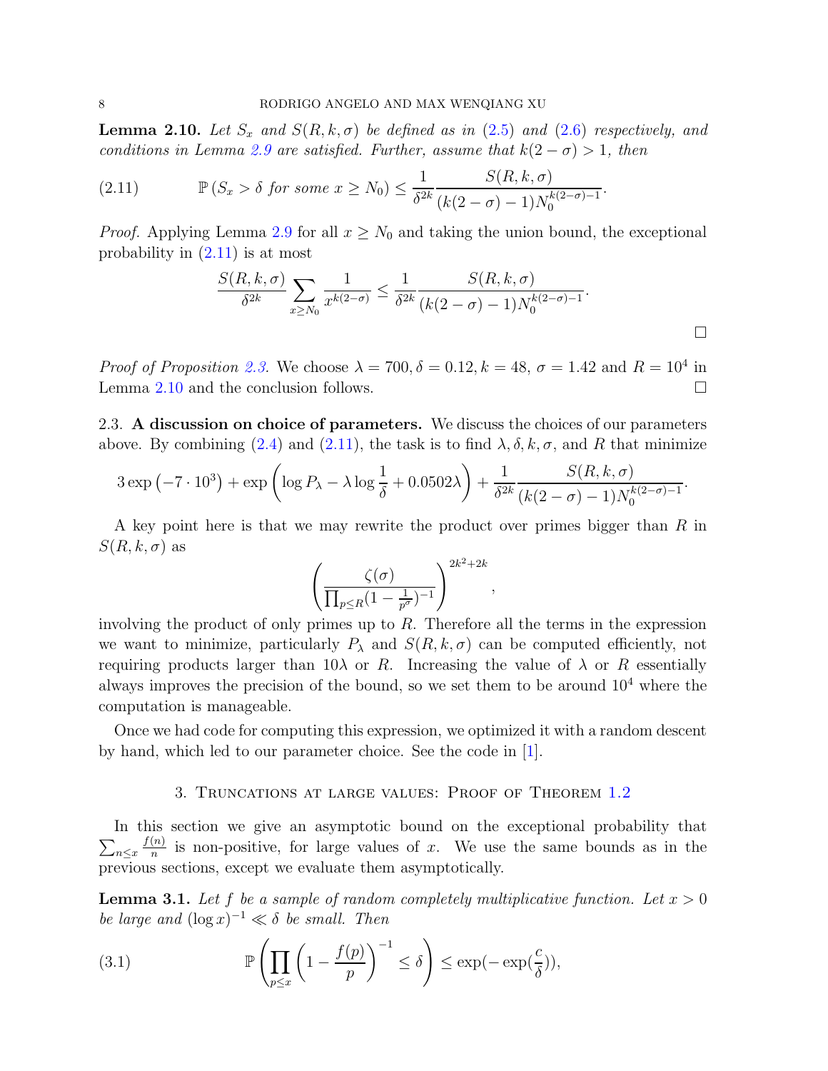**Lemma 2.10.** *Let $S_x$ and $S(R,k,\sigma)$ be defined as in (2.5) and (2.6) respectively, and conditions in Lemma 2.9 are satisfied. Further, assume that $k(2-\sigma) > 1$, then*

$$\mathbb{P}\left(S_x > \delta \text{ for some } x \geq N_0\right) \leq \frac{1}{\delta^{2k}} \frac{S(R,k,\sigma)}{(k(2-\sigma)-1)N_0^{k(2-\sigma)-1}}. \tag{2.11}$$

*Proof.* Applying Lemma 2.9 for all $x \geq N_0$ and taking the union bound, the exceptional probability in (2.11) is at most

$$\frac{S(R,k,\sigma)}{\delta^{2k}} \sum_{x \geq N_0} \frac{1}{x^{k(2-\sigma)}} \leq \frac{1}{\delta^{2k}} \frac{S(R,k,\sigma)}{(k(2-\sigma)-1)N_0^{k(2-\sigma)-1}}.$$

□

*Proof of Proposition 2.3.* We choose $\lambda = 700, \delta = 0.12, k = 48$, $\sigma = 1.42$ and $R = 10^4$ in Lemma 2.10 and the conclusion follows. □

## 2.3. A discussion on choice of parameters.

We discuss the choices of our parameters above. By combining (2.4) and (2.11), the task is to find $\lambda, \delta, k, \sigma$, and $R$ that minimize

$$3\exp\left(-7\cdot 10^3\right) + \exp\left(\log P_\lambda - \lambda \log\frac{1}{\delta} + 0.0502\lambda\right) + \frac{1}{\delta^{2k}} \frac{S(R,k,\sigma)}{(k(2-\sigma)-1)N_0^{k(2-\sigma)-1}}.$$

A key point here is that we may rewrite the product over primes bigger than $R$ in $S(R,k,\sigma)$ as

$$\left(\frac{\zeta(\sigma)}{\prod_{p\leq R}(1-\frac{1}{p^\sigma})^{-1}}\right)^{2k^2+2k},$$

involving the product of only primes up to $R$. Therefore all the terms in the expression we want to minimize, particularly $P_\lambda$ and $S(R,k,\sigma)$ can be computed efficiently, not requiring products larger than $10\lambda$ or $R$. Increasing the value of $\lambda$ or $R$ essentially always improves the precision of the bound, so we set them to be around $10^4$ where the computation is manageable.

Once we had code for computing this expression, we optimized it with a random descent by hand, which led to our parameter choice. See the code in [1].

# 3. Truncations at large values: Proof of Theorem 1.2

In this section we give an asymptotic bound on the exceptional probability that $\sum_{n\leq x}\frac{f(n)}{n}$ is non-positive, for large values of $x$. We use the same bounds as in the previous sections, except we evaluate them asymptotically.

**Lemma 3.1.** *Let $f$ be a sample of random completely multiplicative function. Let $x > 0$ be large and $(\log x)^{-1} \ll \delta$ be small. Then*

$$\mathbb{P}\left(\prod_{p\leq x}\left(1-\frac{f(p)}{p}\right)^{-1} \leq \delta\right) \leq \exp(-\exp(\frac{c}{\delta})), \tag{3.1}$$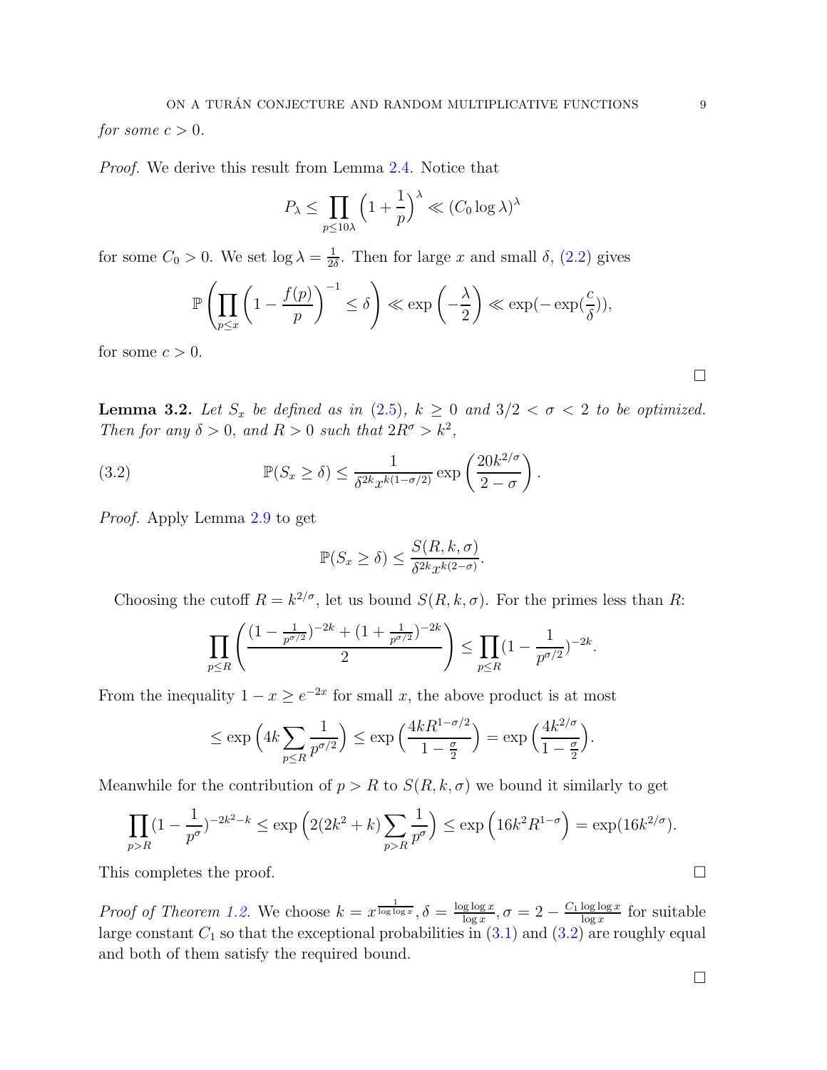*for some $c > 0$.*

*Proof.* We derive this result from Lemma 2.4. Notice that

$$P_\lambda \leq \prod_{p \leq 10\lambda} \left(1 + \frac{1}{p}\right)^\lambda \ll (C_0 \log \lambda)^\lambda$$

for some $C_0 > 0$. We set $\log \lambda = \frac{1}{2\delta}$. Then for large $x$ and small $\delta$, (2.2) gives

$$\mathbb{P}\left(\prod_{p \leq x}\left(1 - \frac{f(p)}{p}\right)^{-1} \leq \delta\right) \ll \exp\left(-\frac{\lambda}{2}\right) \ll \exp(-\exp(\frac{c}{\delta})),$$

for some $c > 0$.

∎

**Lemma 3.2.** *Let $S_x$ be defined as in (2.5), $k \geq 0$ and $3/2 < \sigma < 2$ to be optimized. Then for any $\delta > 0$, and $R > 0$ such that $2R^\sigma > k^2$,*

$$\mathbb{P}(S_x \geq \delta) \leq \frac{1}{\delta^{2k} x^{k(1-\sigma/2)}} \exp\left(\frac{20k^{2/\sigma}}{2 - \sigma}\right). \tag{3.2}$$

*Proof.* Apply Lemma 2.9 to get

$$\mathbb{P}(S_x \geq \delta) \leq \frac{S(R, k, \sigma)}{\delta^{2k} x^{k(2-\sigma)}}.$$

Choosing the cutoff $R = k^{2/\sigma}$, let us bound $S(R, k, \sigma)$. For the primes less than $R$:

$$\prod_{p \leq R}\left(\frac{(1 - \frac{1}{p^{\sigma/2}})^{-2k} + (1 + \frac{1}{p^{\sigma/2}})^{-2k}}{2}\right) \leq \prod_{p \leq R}(1 - \frac{1}{p^{\sigma/2}})^{-2k}.$$

From the inequality $1 - x \geq e^{-2x}$ for small $x$, the above product is at most

$$\leq \exp\left(4k \sum_{p \leq R} \frac{1}{p^{\sigma/2}}\right) \leq \exp\left(\frac{4kR^{1-\sigma/2}}{1 - \frac{\sigma}{2}}\right) = \exp\left(\frac{4k^{2/\sigma}}{1 - \frac{\sigma}{2}}\right).$$

Meanwhile for the contribution of $p > R$ to $S(R, k, \sigma)$ we bound it similarly to get

$$\prod_{p > R}(1 - \frac{1}{p^\sigma})^{-2k^2 - k} \leq \exp\left(2(2k^2 + k)\sum_{p > R} \frac{1}{p^\sigma}\right) \leq \exp\left(16k^2 R^{1-\sigma}\right) = \exp(16k^{2/\sigma}).$$

This completes the proof. ∎

*Proof of Theorem 1.2.* We choose $k = x^{\frac{1}{\log\log x}}, \delta = \frac{\log\log x}{\log x}, \sigma = 2 - \frac{C_1 \log\log x}{\log x}$ for suitable large constant $C_1$ so that the exceptional probabilities in (3.1) and (3.2) are roughly equal and both of them satisfy the required bound.

∎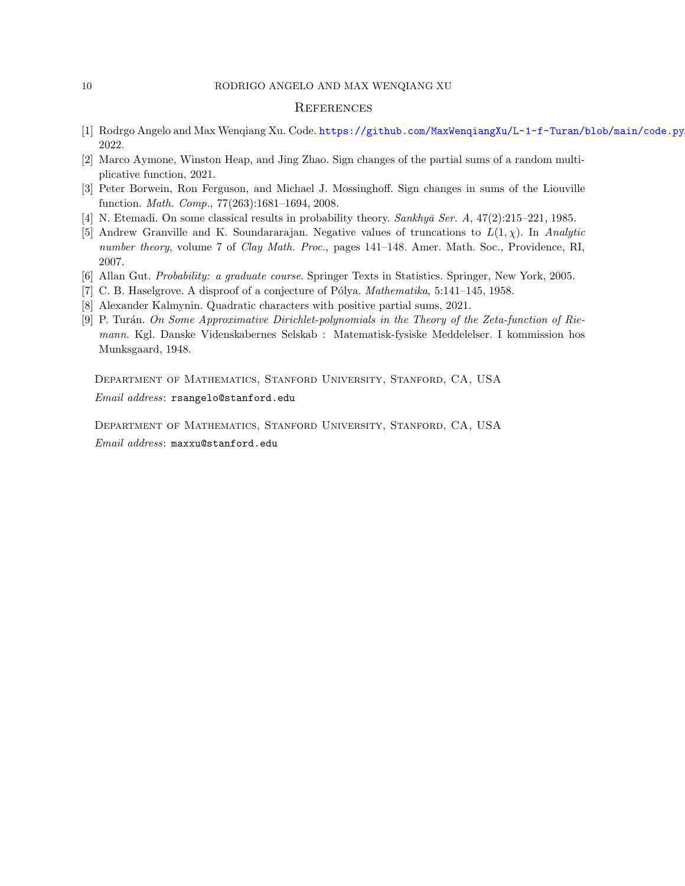## References

[1] Rodrgo Angelo and Max Wenqiang Xu. Code. https://github.com/MaxWenqiangXu/L-1-f-Turan/blob/main/code.py, 2022.

[2] Marco Aymone, Winston Heap, and Jing Zhao. Sign changes of the partial sums of a random multiplicative function, 2021.

[3] Peter Borwein, Ron Ferguson, and Michael J. Mossinghoff. Sign changes in sums of the Liouville function. *Math. Comp.*, 77(263):1681–1694, 2008.

[4] N. Etemadi. On some classical results in probability theory. *Sankhyā Ser. A*, 47(2):215–221, 1985.

[5] Andrew Granville and K. Soundararajan. Negative values of truncations to $L(1, \chi)$. In *Analytic number theory*, volume 7 of *Clay Math. Proc.*, pages 141–148. Amer. Math. Soc., Providence, RI, 2007.

[6] Allan Gut. *Probability: a graduate course*. Springer Texts in Statistics. Springer, New York, 2005.

[7] C. B. Haselgrove. A disproof of a conjecture of Pólya. *Mathematika*, 5:141–145, 1958.

[8] Alexander Kalmynin. Quadratic characters with positive partial sums, 2021.

[9] P. Turán. *On Some Approximative Dirichlet-polynomials in the Theory of the Zeta-function of Riemann*. Kgl. Danske Videnskabernes Selskab : Matematisk-fysiske Meddelelser. I kommission hos Munksgaard, 1948.

Department of Mathematics, Stanford University, Stanford, CA, USA

*Email address*: rsangelo@stanford.edu

Department of Mathematics, Stanford University, Stanford, CA, USA

*Email address*: maxxu@stanford.edu